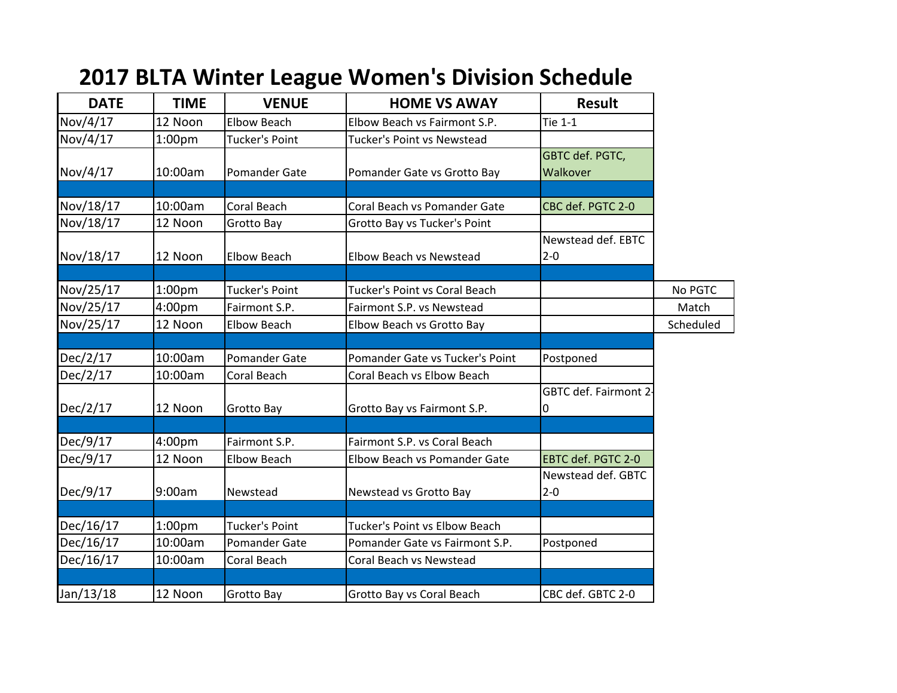# 2017 BLTA Winter League Women's Division Schedule

| DATE | TIME | VENUE | HOME VS AWAY | Result | |
|---|---|---|---|---|---|
| Nov/4/17 | 12 Noon | Elbow Beach | Elbow Beach vs Fairmont S.P. | Tie 1-1 | |
| Nov/4/17 | 1:00pm | Tucker's Point | Tucker's Point vs Newstead | | |
| Nov/4/17 | 10:00am | Pomander Gate | Pomander Gate vs Grotto Bay | GBTC def. PGTC, Walkover | |
| | | | | | |
| Nov/18/17 | 10:00am | Coral Beach | Coral Beach vs Pomander Gate | CBC def. PGTC 2-0 | |
| Nov/18/17 | 12 Noon | Grotto Bay | Grotto Bay vs Tucker's Point | | |
| Nov/18/17 | 12 Noon | Elbow Beach | Elbow Beach vs Newstead | Newstead def. EBTC 2-0 | |
| | | | | | |
| Nov/25/17 | 1:00pm | Tucker's Point | Tucker's Point vs Coral Beach | | No PGTC |
| Nov/25/17 | 4:00pm | Fairmont S.P. | Fairmont S.P. vs Newstead | | Match |
| Nov/25/17 | 12 Noon | Elbow Beach | Elbow Beach vs Grotto Bay | | Scheduled |
| | | | | | |
| Dec/2/17 | 10:00am | Pomander Gate | Pomander Gate vs Tucker's Point | Postponed | |
| Dec/2/17 | 10:00am | Coral Beach | Coral Beach vs Elbow Beach | | |
| Dec/2/17 | 12 Noon | Grotto Bay | Grotto Bay vs Fairmont S.P. | GBTC def. Fairmont 2-0 | |
| | | | | | |
| Dec/9/17 | 4:00pm | Fairmont S.P. | Fairmont S.P. vs Coral Beach | | |
| Dec/9/17 | 12 Noon | Elbow Beach | Elbow Beach vs Pomander Gate | EBTC def. PGTC 2-0 | |
| Dec/9/17 | 9:00am | Newstead | Newstead vs Grotto Bay | Newstead def. GBTC 2-0 | |
| | | | | | |
| Dec/16/17 | 1:00pm | Tucker's Point | Tucker's Point vs Elbow Beach | | |
| Dec/16/17 | 10:00am | Pomander Gate | Pomander Gate vs Fairmont S.P. | Postponed | |
| Dec/16/17 | 10:00am | Coral Beach | Coral Beach vs Newstead | | |
| | | | | | |
| Jan/13/18 | 12 Noon | Grotto Bay | Grotto Bay vs Coral Beach | CBC def. GBTC 2-0 | |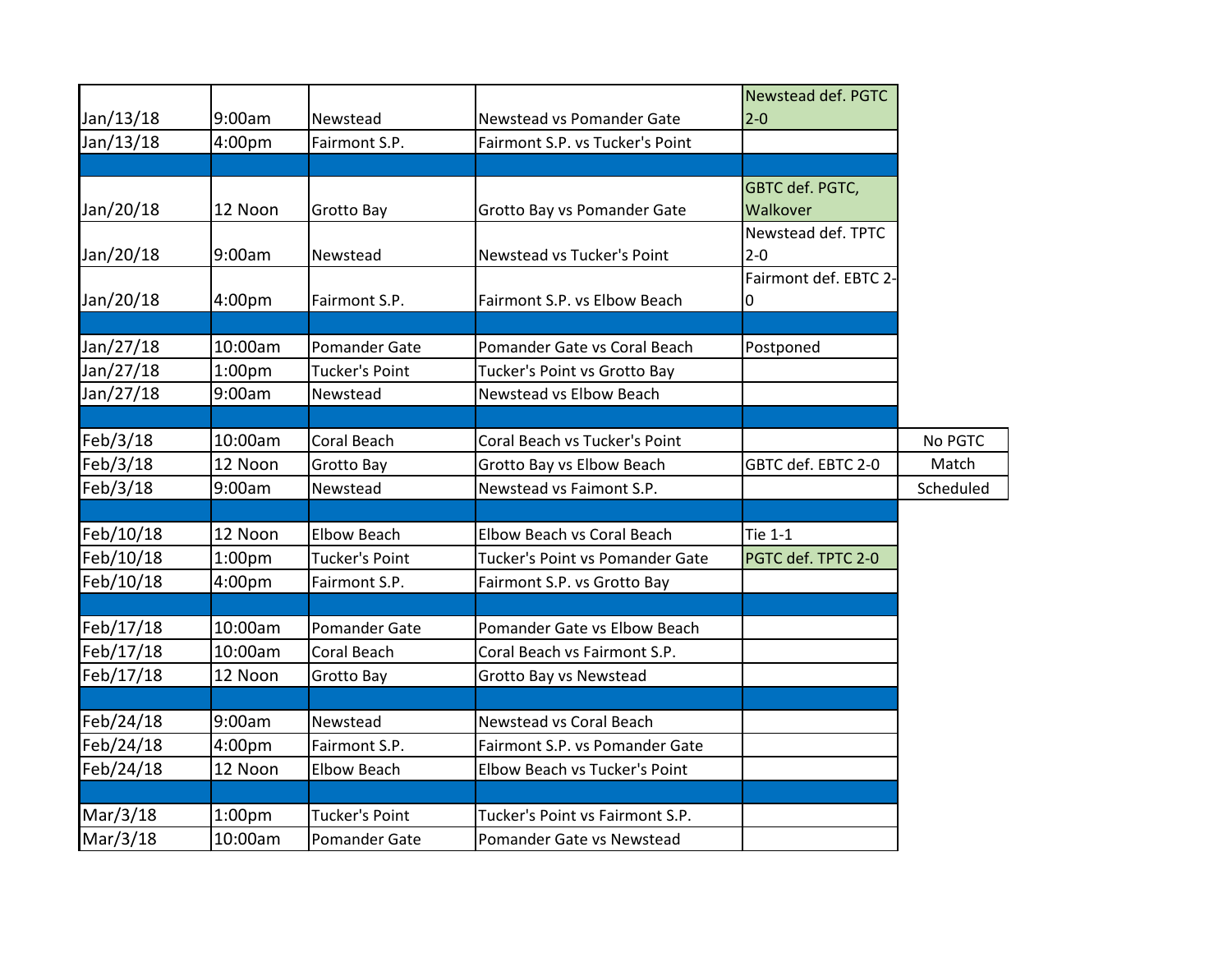| | | | | |
|---|---|---|---|---|
| Jan/13/18 | 9:00am | Newstead | Newstead vs Pomander Gate | Newstead def. PGTC 2-0 |
| Jan/13/18 | 4:00pm | Fairmont S.P. | Fairmont S.P. vs Tucker's Point | |
| | | | | |
| Jan/20/18 | 12 Noon | Grotto Bay | Grotto Bay vs Pomander Gate | GBTC def. PGTC, Walkover |
| Jan/20/18 | 9:00am | Newstead | Newstead vs Tucker's Point | Newstead def. TPTC 2-0 |
| Jan/20/18 | 4:00pm | Fairmont S.P. | Fairmont S.P. vs Elbow Beach | Fairmont def. EBTC 2-0 |
| | | | | |
| Jan/27/18 | 10:00am | Pomander Gate | Pomander Gate vs Coral Beach | Postponed |
| Jan/27/18 | 1:00pm | Tucker's Point | Tucker's Point vs Grotto Bay | |
| Jan/27/18 | 9:00am | Newstead | Newstead vs Elbow Beach | |
| | | | | |
| Feb/3/18 | 10:00am | Coral Beach | Coral Beach vs Tucker's Point | |
| Feb/3/18 | 12 Noon | Grotto Bay | Grotto Bay vs Elbow Beach | GBTC def. EBTC 2-0 |
| Feb/3/18 | 9:00am | Newstead | Newstead vs Faimont S.P. | |
| | | | | |
| Feb/10/18 | 12 Noon | Elbow Beach | Elbow Beach vs Coral Beach | Tie 1-1 |
| Feb/10/18 | 1:00pm | Tucker's Point | Tucker's Point vs Pomander Gate | PGTC def. TPTC 2-0 |
| Feb/10/18 | 4:00pm | Fairmont S.P. | Fairmont S.P. vs Grotto Bay | |
| | | | | |
| Feb/17/18 | 10:00am | Pomander Gate | Pomander Gate vs Elbow Beach | |
| Feb/17/18 | 10:00am | Coral Beach | Coral Beach vs Fairmont S.P. | |
| Feb/17/18 | 12 Noon | Grotto Bay | Grotto Bay vs Newstead | |
| | | | | |
| Feb/24/18 | 9:00am | Newstead | Newstead vs Coral Beach | |
| Feb/24/18 | 4:00pm | Fairmont S.P. | Fairmont S.P. vs Pomander Gate | |
| Feb/24/18 | 12 Noon | Elbow Beach | Elbow Beach vs Tucker's Point | |
| | | | | |
| Mar/3/18 | 1:00pm | Tucker's Point | Tucker's Point vs Fairmont S.P. | |
| Mar/3/18 | 10:00am | Pomander Gate | Pomander Gate vs Newstead | |

No PGTC Match Scheduled (Feb/3/18)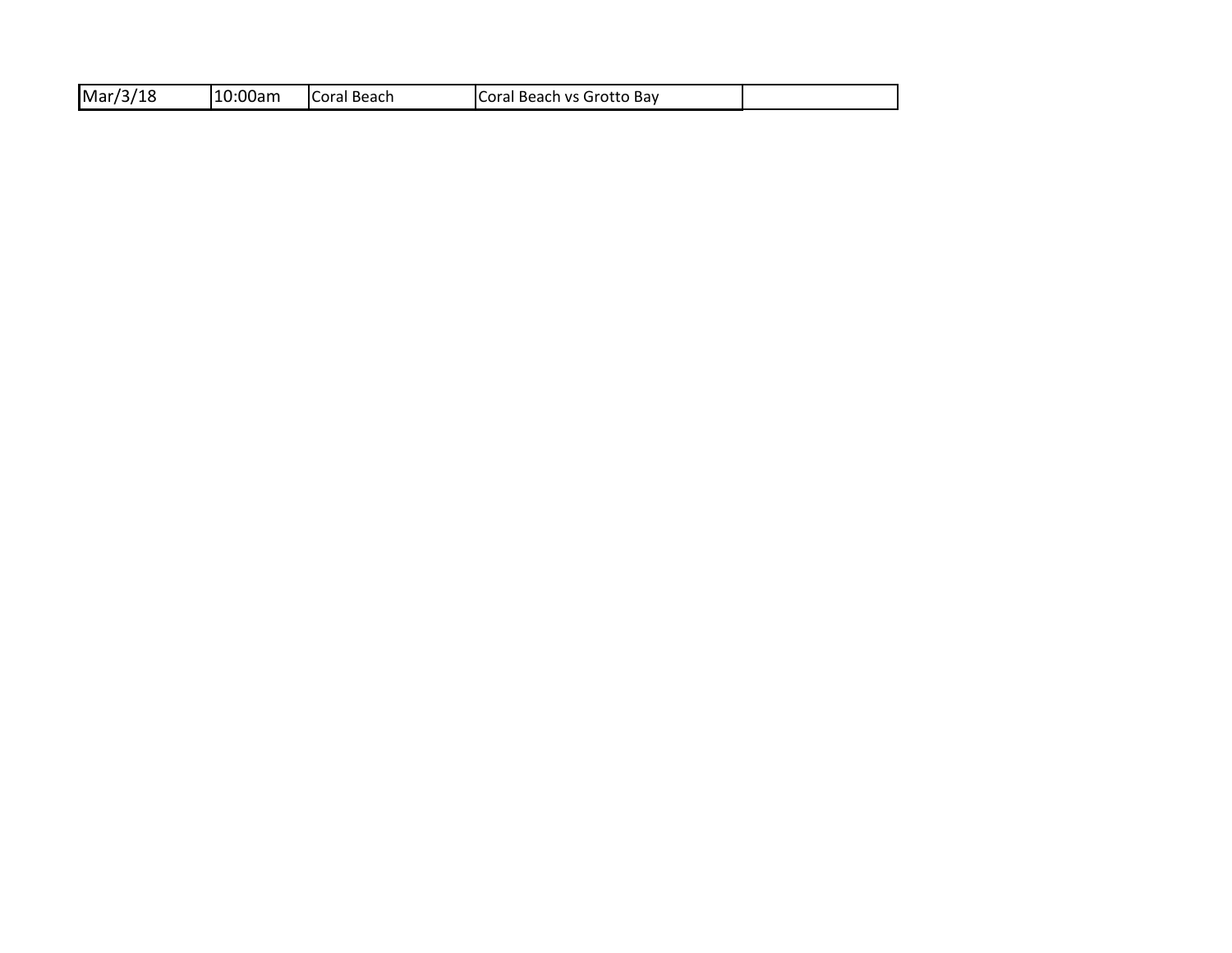| | | | | |
|---|---|---|---|---|
| Mar/3/18 | 10:00am | Coral Beach | Coral Beach vs Grotto Bay | |